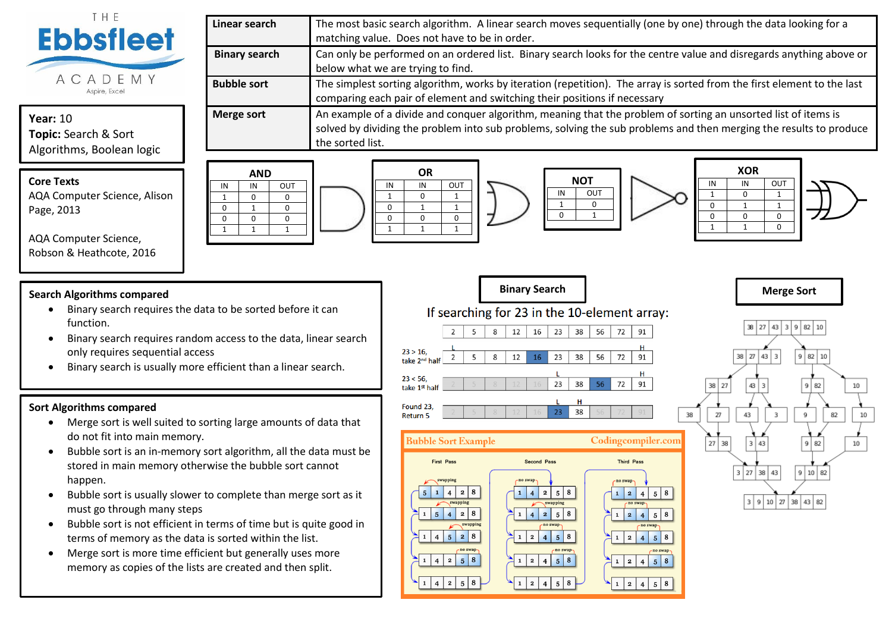THE **Ebbsfleet** ACADEMY
Aspire, Excel

**Year:** 10
**Topic:** Search & Sort Algorithms, Boolean logic

**Core Texts**
AQA Computer Science, Alison Page, 2013

AQA Computer Science, Robson & Heathcote, 2016

| | |
|---|---|
| **Linear search** | The most basic search algorithm. A linear search moves sequentially (one by one) through the data looking for a matching value. Does not have to be in order. |
| **Binary search** | Can only be performed on an ordered list. Binary search looks for the centre value and disregards anything above or below what we are trying to find. |
| **Bubble sort** | The simplest sorting algorithm, works by iteration (repetition). The array is sorted from the first element to the last comparing each pair of element and switching their positions if necessary |
| **Merge sort** | An example of a divide and conquer algorithm, meaning that the problem of sorting an unsorted list of items is solved by dividing the problem into sub problems, solving the sub problems and then merging the results to produce the sorted list. |

**AND**

| IN | IN | OUT |
|---|---|---|
| 1 | 0 | 0 |
| 0 | 1 | 0 |
| 0 | 0 | 0 |
| 1 | 1 | 1 |

**OR**

| IN | IN | OUT |
|---|---|---|
| 1 | 0 | 1 |
| 0 | 1 | 1 |
| 0 | 0 | 0 |
| 1 | 1 | 1 |

**NOT**

| IN | OUT |
|---|---|
| 1 | 0 |
| 0 | 1 |

**XOR**

| IN | IN | OUT |
|---|---|---|
| 1 | 0 | 1 |
| 0 | 1 | 1 |
| 0 | 0 | 0 |
| 1 | 1 | 0 |

**Search Algorithms compared**

- Binary search requires the data to be sorted before it can function.
- Binary search requires random access to the data, linear search only requires sequential access
- Binary search is usually more efficient than a linear search.

**Sort Algorithms compared**

- Merge sort is well suited to sorting large amounts of data that do not fit into main memory.
- Bubble sort is an in-memory sort algorithm, all the data must be stored in main memory otherwise the bubble sort cannot happen.
- Bubble sort is usually slower to complete than merge sort as it must go through many steps
- Bubble sort is not efficient in terms of time but is quite good in terms of memory as the data is sorted within the list.
- Merge sort is more time efficient but generally uses more memory as copies of the lists are created and then split.

**Binary Search**

If searching for 23 in the 10-element array:

| | 2 | 5 | 8 | 12 | 16 | 23 | 38 | 56 | 72 | 91 |
|---|---|---|---|---|---|---|---|---|---|---|
| 23 > 16, take 2nd half | 2 (L) | 5 | 8 | 12 | 16 | 23 | 38 | 56 | 72 | 91 (H) |
| 23 < 56, take 1st half | 2 | 5 | 8 | 12 | 16 | 23 (L) | 38 | 56 | 72 | 91 (H) |
| Found 23, Return 5 | 2 | 5 | 8 | 12 | 16 | 23 (L) | 38 (H) | 56 | 72 | 91 |

**Merge Sort**

38 27 43 3 9 82 10
38 27 43 3 | 9 82 10
38 27 | 43 3 | 9 82 | 10
38 | 27 | 43 | 3 | 9 | 82 | 10
27 38 | 3 43 | 9 82 | 10
3 27 38 43 | 9 10 82
3 9 10 27 38 43 82

**Bubble Sort Example** — Codingcompiler.com

First Pass:
5 1 4 2 8 (swapping)
1 5 4 2 8 (swapping)
1 4 5 2 8 (swapping)
1 4 2 5 8 (no swap)
1 4 2 5 8

Second Pass:
1 4 2 5 8 (no swap)
1 4 2 5 8 (swapping)
1 2 4 5 8 (no swap)
1 2 4 5 8 (no swap)
1 2 4 5 8

Third Pass:
1 2 4 5 8 (no swap)
1 2 4 5 8 (no swap)
1 2 4 5 8 (no swap)
1 2 4 5 8 (no swap)
1 2 4 5 8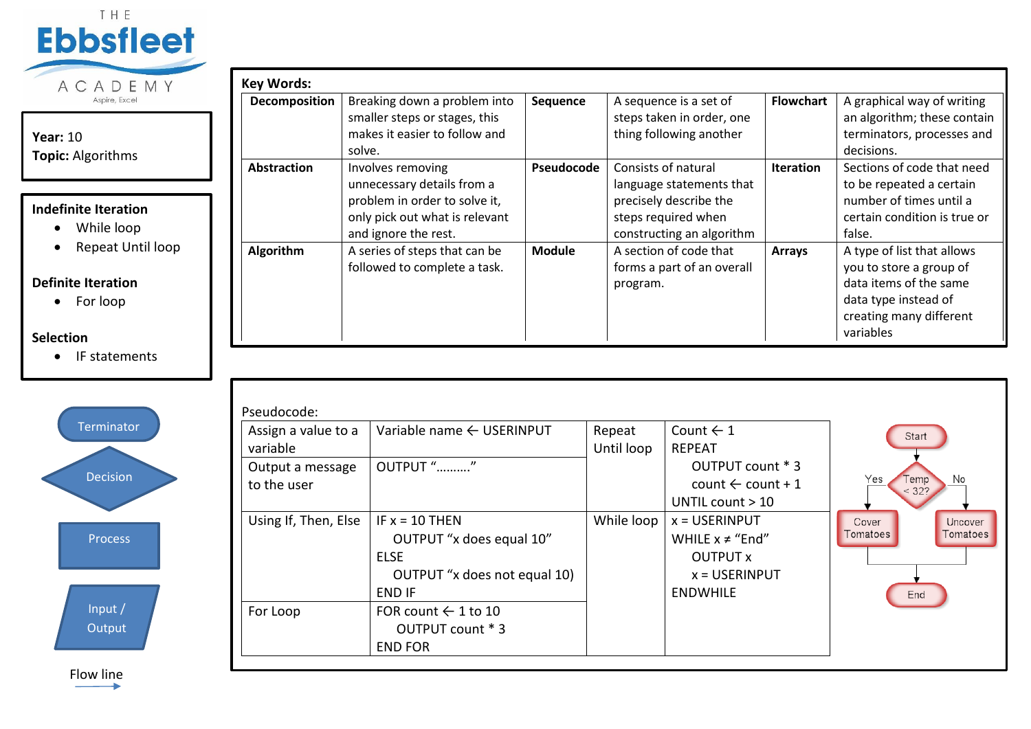THE **Ebbsfleet** ACADEMY
Aspire, Excel

**Year:** 10
**Topic:** Algorithms

**Indefinite Iteration**

- While loop
- Repeat Until loop

**Definite Iteration**

- For loop

**Selection**

- IF statements

Terminator

Decision

Process

Input / Output

Flow line

## Key Words:

| **Decomposition** | Breaking down a problem into smaller steps or stages, this makes it easier to follow and solve. | **Sequence** | A sequence is a set of steps taken in order, one thing following another | **Flowchart** | A graphical way of writing an algorithm; these contain terminators, processes and decisions. |
|---|---|---|---|---|---|
| **Abstraction** | Involves removing unnecessary details from a problem in order to solve it, only pick out what is relevant and ignore the rest. | **Pseudocode** | Consists of natural language statements that precisely describe the steps required when constructing an algorithm | **Iteration** | Sections of code that need to be repeated a certain number of times until a certain condition is true or false. |
| **Algorithm** | A series of steps that can be followed to complete a task. | **Module** | A section of code that forms a part of an overall program. | **Arrays** | A type of list that allows you to store a group of data items of the same data type instead of creating many different variables |

Pseudocode:

| Assign a value to a variable | Variable name ← USERINPUT | Repeat Until loop | Count ← 1<br>REPEAT<br>OUTPUT count * 3<br>count ← count + 1<br>UNTIL count > 10 |
|---|---|---|---|
| Output a message to the user | OUTPUT "………" | | |
| Using If, Then, Else | IF x = 10 THEN<br>OUTPUT "x does equal 10"<br>ELSE<br>OUTPUT "x does not equal 10)<br>END IF | While loop | x = USERINPUT<br>WHILE x ≠ "End"<br>OUTPUT x<br>x = USERINPUT<br>ENDWHILE |
| For Loop | FOR count ← 1 to 10<br>OUTPUT count * 3<br>END FOR | | |

Start → Temp < 32? → Yes: Cover Tomatoes / No: Uncover Tomatoes → End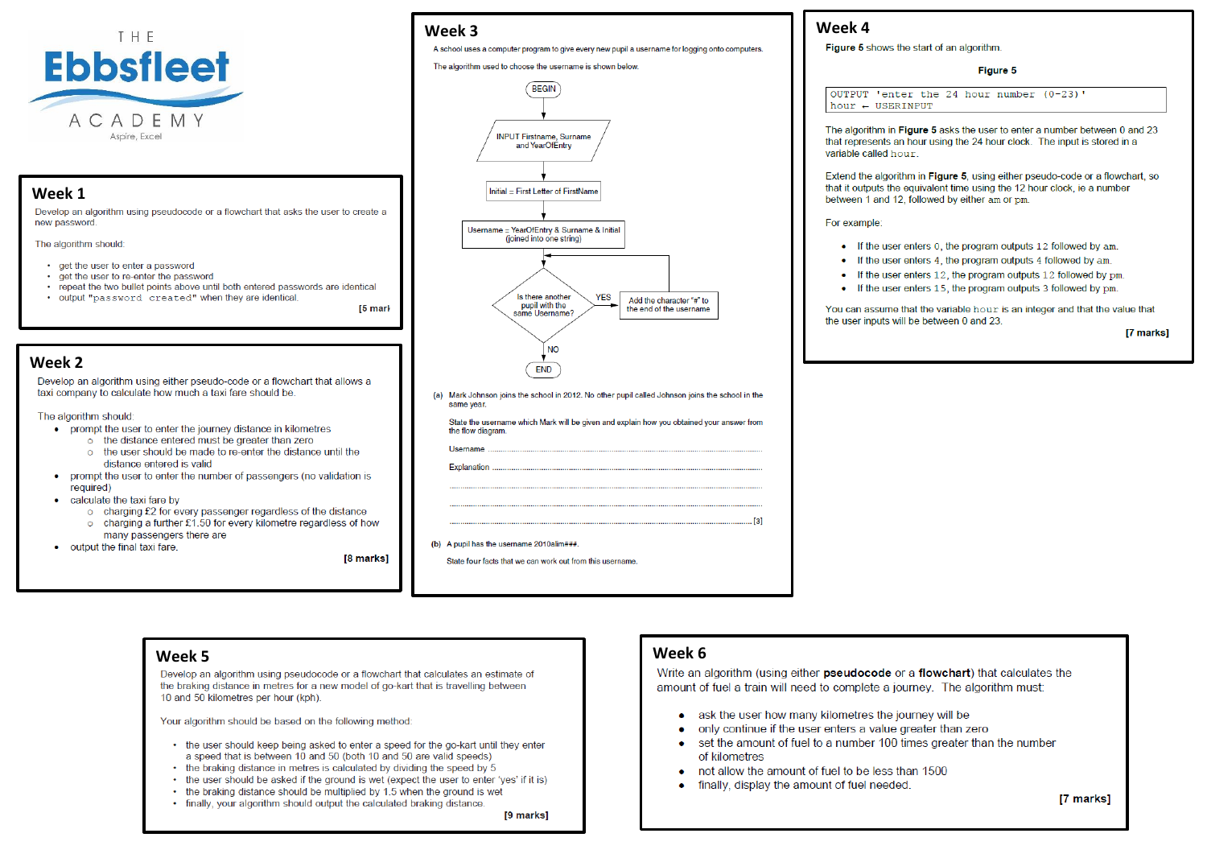THE **Ebbsfleet** ACADEMY
Aspire, Excel

## Week 1

Develop an algorithm using pseudocode or a flowchart that asks the user to create a new password.

The algorithm should:

- get the user to enter a password
- get the user to re-enter the password
- repeat the two bullet points above until both entered passwords are identical
- output "password created" when they are identical.

**[5 marks]**

## Week 2

Develop an algorithm using either pseudo-code or a flowchart that allows a taxi company to calculate how much a taxi fare should be.

The algorithm should:

- prompt the user to enter the journey distance in kilometres
  - the distance entered must be greater than zero
  - the user should be made to re-enter the distance until the distance entered is valid
- prompt the user to enter the number of passengers (no validation is required)
- calculate the taxi fare by
  - charging £2 for every passenger regardless of the distance
  - charging a further £1.50 for every kilometre regardless of how many passengers there are
- output the final taxi fare.

**[8 marks]**

## Week 3

A school uses a computer program to give every new pupil a username for logging onto computers.

The algorithm used to choose the username is shown below.

BEGIN → INPUT Firstname, Surname and YearOfEntry → Initial = First Letter of FirstName → Username = YearOfEntry & Surname & Initial (joined into one string) → Is there another pupil with the same Username? — YES → Add the character "#" to the end of the username (then back to the question); NO → END

(a) Mark Johnson joins the school in 2012. No other pupil called Johnson joins the school in the same year.

State the username which Mark will be given and explain how you obtained your answer from the flow diagram.

Username ...............................................................

Explanation ...............................................................

...............................................................

............................................................... [3]

(b) A pupil has the username 2010alim###.

State four facts that we can work out from this username.

## Week 4

**Figure 5** shows the start of an algorithm.

**Figure 5**

```
OUTPUT 'enter the 24 hour number (0-23)'
hour ← USERINPUT
```

The algorithm in **Figure 5** asks the user to enter a number between 0 and 23 that represents an hour using the 24 hour clock. The input is stored in a variable called `hour`.

Extend the algorithm in **Figure 5**, using either pseudo-code or a flowchart, so that it outputs the equivalent time using the 12 hour clock, ie a number between 1 and 12, followed by either am or pm.

For example:

- If the user enters 0, the program outputs 12 followed by am.
- If the user enters 4, the program outputs 4 followed by am.
- If the user enters 12, the program outputs 12 followed by pm.
- If the user enters 15, the program outputs 3 followed by pm.

You can assume that the variable `hour` is an integer and that the value that the user inputs will be between 0 and 23.

**[7 marks]**

## Week 5

Develop an algorithm using pseudocode or a flowchart that calculates an estimate of the braking distance in metres for a new model of go-kart that is travelling between 10 and 50 kilometres per hour (kph).

Your algorithm should be based on the following method:

- the user should keep being asked to enter a speed for the go-kart until they enter a speed that is between 10 and 50 (both 10 and 50 are valid speeds)
- the braking distance in metres is calculated by dividing the speed by 5
- the user should be asked if the ground is wet (expect the user to enter 'yes' if it is)
- the braking distance should be multiplied by 1.5 when the ground is wet
- finally, your algorithm should output the calculated braking distance.

**[9 marks]**

## Week 6

Write an algorithm (using either **pseudocode** or a **flowchart**) that calculates the amount of fuel a train will need to complete a journey. The algorithm must:

- ask the user how many kilometres the journey will be
- only continue if the user enters a value greater than zero
- set the amount of fuel to a number 100 times greater than the number of kilometres
- not allow the amount of fuel to be less than 1500
- finally, display the amount of fuel needed.

**[7 marks]**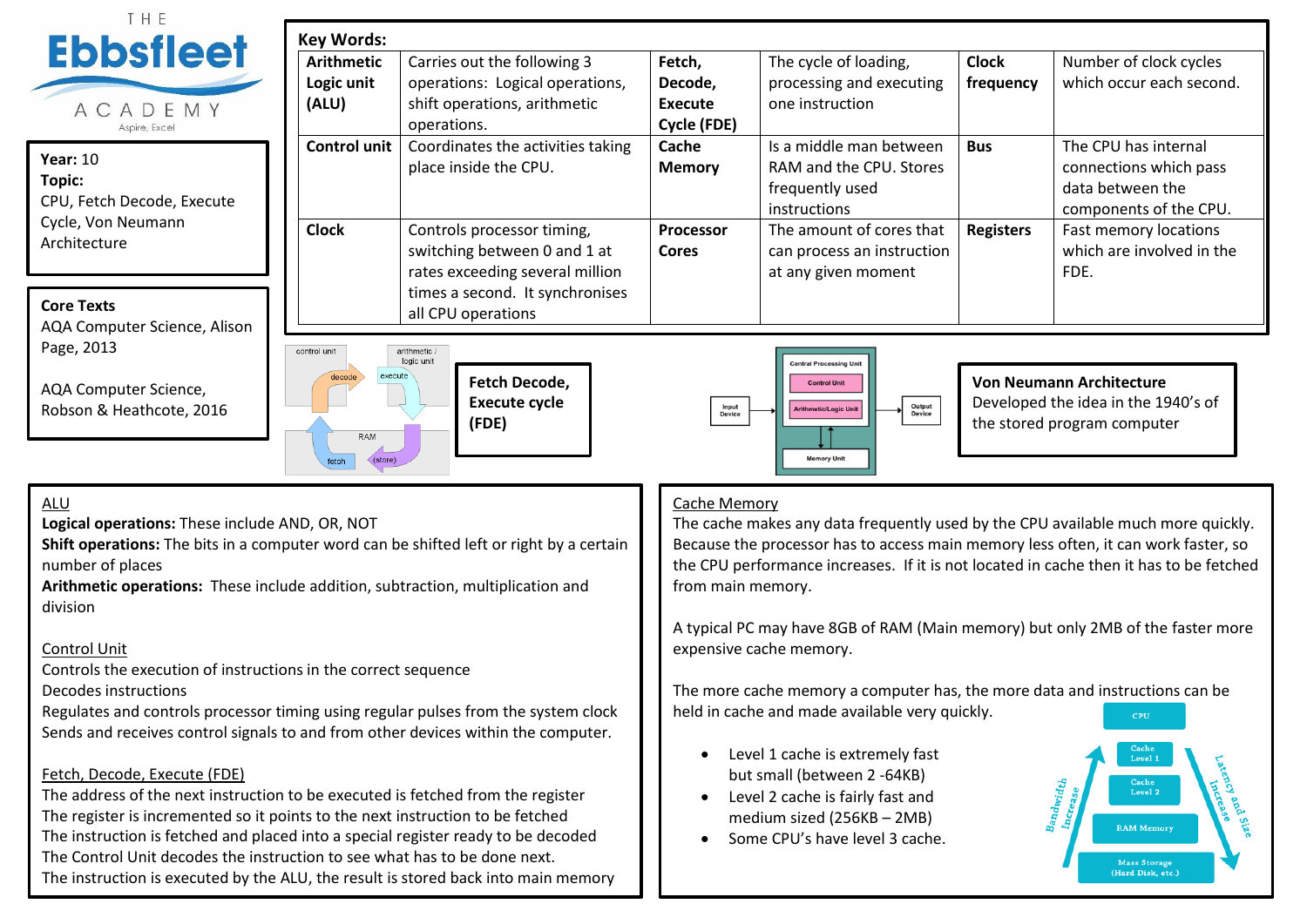THE **Ebbsfleet** ACADEMY
Aspire, Excel

**Year:** 10
**Topic:**
CPU, Fetch Decode, Execute Cycle, Von Neumann Architecture

**Core Texts**
AQA Computer Science, Alison Page, 2013

AQA Computer Science, Robson & Heathcote, 2016

**Key Words:**

| | | | | | |
|---|---|---|---|---|---|
| **Arithmetic Logic unit (ALU)** | Carries out the following 3 operations: Logical operations, shift operations, arithmetic operations. | **Fetch, Decode, Execute Cycle (FDE)** | The cycle of loading, processing and executing one instruction | **Clock frequency** | Number of clock cycles which occur each second. |
| **Control unit** | Coordinates the activities taking place inside the CPU. | **Cache Memory** | Is a middle man between RAM and the CPU. Stores frequently used instructions | **Bus** | The CPU has internal connections which pass data between the components of the CPU. |
| **Clock** | Controls processor timing, switching between 0 and 1 at rates exceeding several million times a second. It synchronises all CPU operations | **Processor Cores** | The amount of cores that can process an instruction at any given moment | **Registers** | Fast memory locations which are involved in the FDE. |

control unit — decode; arithmetic / logic unit — execute; RAM — fetch, (store)

**Fetch Decode, Execute cycle (FDE)**

Central Processing Unit: Control Unit, Arithmetic/Logic Unit; Memory Unit; Input Device; Output Device

**Von Neumann Architecture**
Developed the idea in the 1940's of the stored program computer

## ALU
**Logical operations:** These include AND, OR, NOT
**Shift operations:** The bits in a computer word can be shifted left or right by a certain number of places
**Arithmetic operations:** These include addition, subtraction, multiplication and division

## Control Unit
Controls the execution of instructions in the correct sequence
Decodes instructions
Regulates and controls processor timing using regular pulses from the system clock
Sends and receives control signals to and from other devices within the computer.

## Fetch, Decode, Execute (FDE)
The address of the next instruction to be executed is fetched from the register
The register is incremented so it points to the next instruction to be fetched
The instruction is fetched and placed into a special register ready to be decoded
The Control Unit decodes the instruction to see what has to be done next.
The instruction is executed by the ALU, the result is stored back into main memory

## Cache Memory
The cache makes any data frequently used by the CPU available much more quickly. Because the processor has to access main memory less often, it can work faster, so the CPU performance increases. If it is not located in cache then it has to be fetched from main memory.

A typical PC may have 8GB of RAM (Main memory) but only 2MB of the faster more expensive cache memory.

The more cache memory a computer has, the more data and instructions can be held in cache and made available very quickly.

- Level 1 cache is extremely fast but small (between 2 -64KB)
- Level 2 cache is fairly fast and medium sized (256KB – 2MB)
- Some CPU's have level 3 cache.

CPU; Cache Level 1; Cache Level 2; RAM Memory; Mass Storage (Hard Disk, etc.); Bandwidth Increase; Latency and Size Increase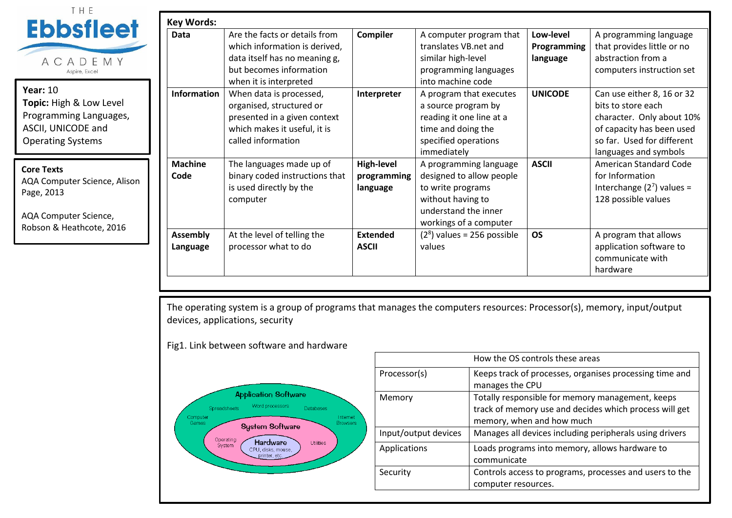THE **Ebbsfleet** ACADEMY
Aspire, Excel

**Year:** 10
**Topic:** High & Low Level Programming Languages, ASCII, UNICODE and Operating Systems

**Core Texts**
AQA Computer Science, Alison Page, 2013

AQA Computer Science, Robson & Heathcote, 2016

**Key Words:**

| | | | | | |
|---|---|---|---|---|---|
| **Data** | Are the facts or details from which information is derived, data itself has no meaning g, but becomes information when it is interpreted | **Compiler** | A computer program that translates VB.net and similar high-level programming languages into machine code | **Low-level Programming language** | A programming language that provides little or no abstraction from a computers instruction set |
| **Information** | When data is processed, organised, structured or presented in a given context which makes it useful, it is called information | **Interpreter** | A program that executes a source program by reading it one line at a time and doing the specified operations immediately | **UNICODE** | Can use either 8, 16 or 32 bits to store each character. Only about 10% of capacity has been used so far. Used for different languages and symbols |
| **Machine Code** | The languages made up of binary coded instructions that is used directly by the computer | **High-level programming language** | A programming language designed to allow people to write programs without having to understand the inner workings of a computer | **ASCII** | American Standard Code for Information Interchange ($2^7$) values = 128 possible values |
| **Assembly Language** | At the level of telling the processor what to do | **Extended ASCII** | ($2^8$) values = 256 possible values | **OS** | A program that allows application software to communicate with hardware |

The operating system is a group of programs that manages the computers resources: Processor(s), memory, input/output devices, applications, security

Fig1. Link between software and hardware

Application Software: Spreadsheets, Word processors, Databases, Computer Games, Internet Browsers
System Software: Operating System, Utilities
Hardware: CPU, disks, mouse, printer, etc.

| How the OS controls these areas | |
|---|---|
| Processor(s) | Keeps track of processes, organises processing time and manages the CPU |
| Memory | Totally responsible for memory management, keeps track of memory use and decides which process will get memory, when and how much |
| Input/output devices | Manages all devices including peripherals using drivers |
| Applications | Loads programs into memory, allows hardware to communicate |
| Security | Controls access to programs, processes and users to the computer resources. |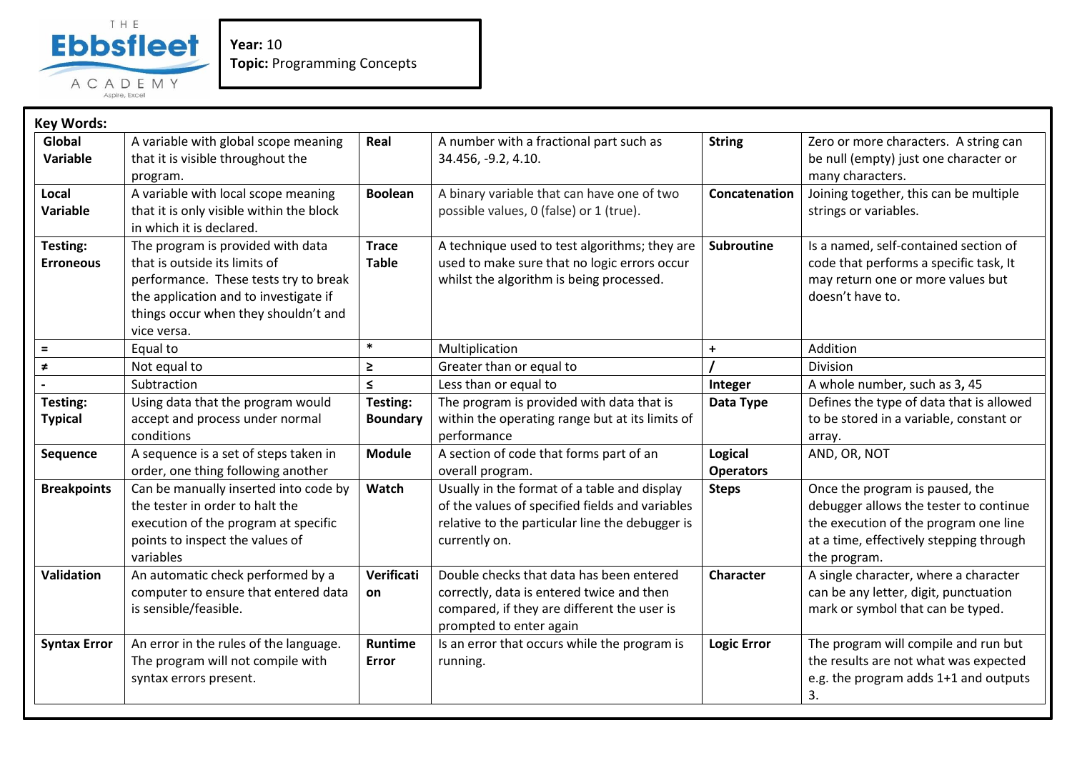**Year:** 10
**Topic:** Programming Concepts

**Key Words:**

| | | | | | |
|---|---|---|---|---|---|
| **Global Variable** | A variable with global scope meaning that it is visible throughout the program. | **Real** | A number with a fractional part such as 34.456, -9.2, 4.10. | **String** | Zero or more characters. A string can be null (empty) just one character or many characters. |
| **Local Variable** | A variable with local scope meaning that it is only visible within the block in which it is declared. | **Boolean** | A binary variable that can have one of two possible values, 0 (false) or 1 (true). | **Concatenation** | Joining together, this can be multiple strings or variables. |
| **Testing: Erroneous** | The program is provided with data that is outside its limits of performance. These tests try to break the application and to investigate if things occur when they shouldn't and vice versa. | **Trace Table** | A technique used to test algorithms; they are used to make sure that no logic errors occur whilst the algorithm is being processed. | **Subroutine** | Is a named, self-contained section of code that performs a specific task, It may return one or more values but doesn't have to. |
| **=** | Equal to | **\*** | Multiplication | **+** | Addition |
| **≠** | Not equal to | **≥** | Greater than or equal to | **/** | Division |
| **-** | Subtraction | **≤** | Less than or equal to | **Integer** | A whole number, such as 3**,** 45 |
| **Testing: Typical** | Using data that the program would accept and process under normal conditions | **Testing: Boundary** | The program is provided with data that is within the operating range but at its limits of performance | **Data Type** | Defines the type of data that is allowed to be stored in a variable, constant or array. |
| **Sequence** | A sequence is a set of steps taken in order, one thing following another | **Module** | A section of code that forms part of an overall program. | **Logical Operators** | AND, OR, NOT |
| **Breakpoints** | Can be manually inserted into code by the tester in order to halt the execution of the program at specific points to inspect the values of variables | **Watch** | Usually in the format of a table and display of the values of specified fields and variables relative to the particular line the debugger is currently on. | **Steps** | Once the program is paused, the debugger allows the tester to continue the execution of the program one line at a time, effectively stepping through the program. |
| **Validation** | An automatic check performed by a computer to ensure that entered data is sensible/feasible. | **Verification** | Double checks that data has been entered correctly, data is entered twice and then compared, if they are different the user is prompted to enter again | **Character** | A single character, where a character can be any letter, digit, punctuation mark or symbol that can be typed. |
| **Syntax Error** | An error in the rules of the language. The program will not compile with syntax errors present. | **Runtime Error** | Is an error that occurs while the program is running. | **Logic Error** | The program will compile and run but the results are not what was expected e.g. the program adds 1+1 and outputs 3. |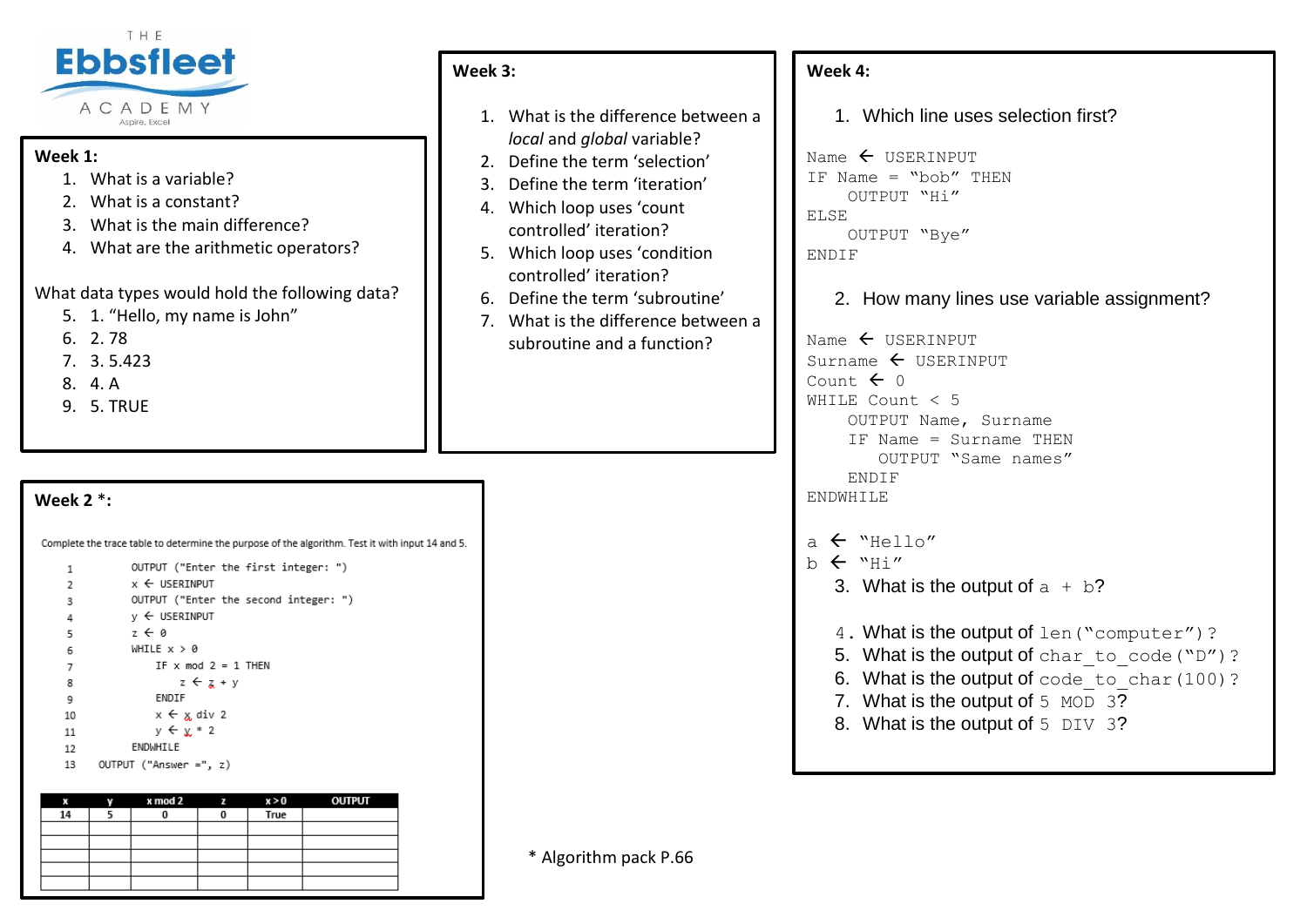THE Ebbsfleet ACADEMY
Aspire, Excel

## Week 1:

1. What is a variable?
2. What is a constant?
3. What is the main difference?
4. What are the arithmetic operators?

What data types would hold the following data?

5. 1. “Hello, my name is John”
6. 2. 78
7. 3. 5.423
8. 4. A
9. 5. TRUE

## Week 2 *:

Complete the trace table to determine the purpose of the algorithm. Test it with input 14 and 5.

```
1   OUTPUT ("Enter the first integer: ")
2   x ← USERINPUT
3   OUTPUT ("Enter the second integer: ")
4   y ← USERINPUT
5   z ← 0
6   WHILE x > 0
7       IF x mod 2 = 1 THEN
8           z ← z + y
9       ENDIF
10      x ← x div 2
11      y ← y * 2
12  ENDWHILE
13  OUTPUT ("Answer =", z)
```

| x | y | x mod 2 | z | x > 0 | OUTPUT |
|---|---|---|---|---|---|
| 14 | 5 | 0 | 0 | True | |
| | | | | | |
| | | | | | |
| | | | | | |
| | | | | | |
| | | | | | |

## Week 3:

1. What is the difference between a *local* and *global* variable?
2. Define the term ‘selection’
3. Define the term ‘iteration’
4. Which loop uses ‘count controlled’ iteration?
5. Which loop uses ‘condition controlled’ iteration?
6. Define the term ‘subroutine’
7. What is the difference between a subroutine and a function?

## Week 4:

1. Which line uses selection first?

```
Name ← USERINPUT
IF Name = “bob” THEN
    OUTPUT “Hi”
ELSE
    OUTPUT “Bye”
ENDIF
```

2. How many lines use variable assignment?

```
Name ← USERINPUT
Surname ← USERINPUT
Count ← 0
WHILE Count < 5
    OUTPUT Name, Surname
    IF Name = Surname THEN
        OUTPUT “Same names”
    ENDIF
ENDWHILE
```

```
a ← “Hello”
b ← “Hi”
```

3. What is the output of `a + b`?
4. What is the output of `len(“computer”)`?
5. What is the output of `char_to_code(“D”)`?
6. What is the output of `code_to_char(100)`?
7. What is the output of `5 MOD 3`?
8. What is the output of `5 DIV 3`?

\* Algorithm pack P.66